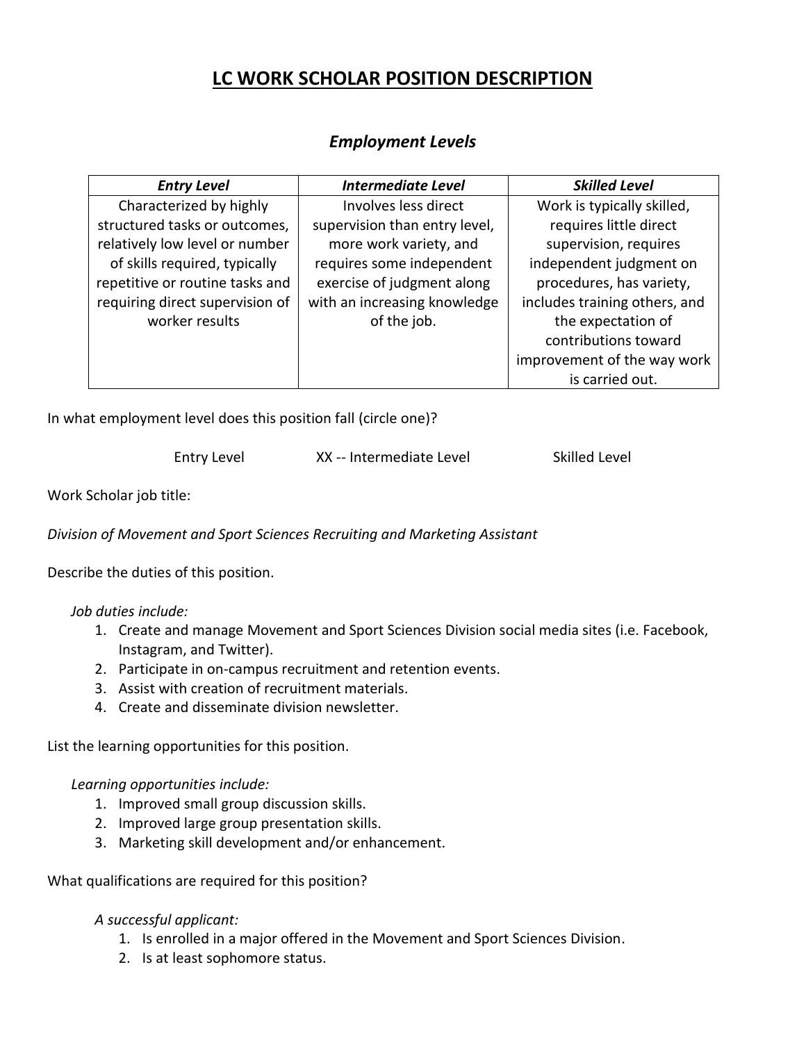# LC WORK SCHOLAR POSITION DESCRIPTION

## *Employment Levels*

| *Entry Level* | *Intermediate Level* | *Skilled Level* |
| --- | --- | --- |
| Characterized by highly structured tasks or outcomes, relatively low level or number of skills required, typically repetitive or routine tasks and requiring direct supervision of worker results | Involves less direct supervision than entry level, more work variety, and requires some independent exercise of judgment along with an increasing knowledge of the job. | Work is typically skilled, requires little direct supervision, requires independent judgment on procedures, has variety, includes training others, and the expectation of contributions toward improvement of the way work is carried out. |

In what employment level does this position fall (circle one)?

Entry Level XX -- Intermediate Level Skilled Level

Work Scholar job title:

*Division of Movement and Sport Sciences Recruiting and Marketing Assistant*

Describe the duties of this position.

*Job duties include:*

1. Create and manage Movement and Sport Sciences Division social media sites (i.e. Facebook, Instagram, and Twitter).
2. Participate in on-campus recruitment and retention events.
3. Assist with creation of recruitment materials.
4. Create and disseminate division newsletter.

List the learning opportunities for this position.

*Learning opportunities include:*

1. Improved small group discussion skills.
2. Improved large group presentation skills.
3. Marketing skill development and/or enhancement.

What qualifications are required for this position?

*A successful applicant:*

1. Is enrolled in a major offered in the Movement and Sport Sciences Division.
2. Is at least sophomore status.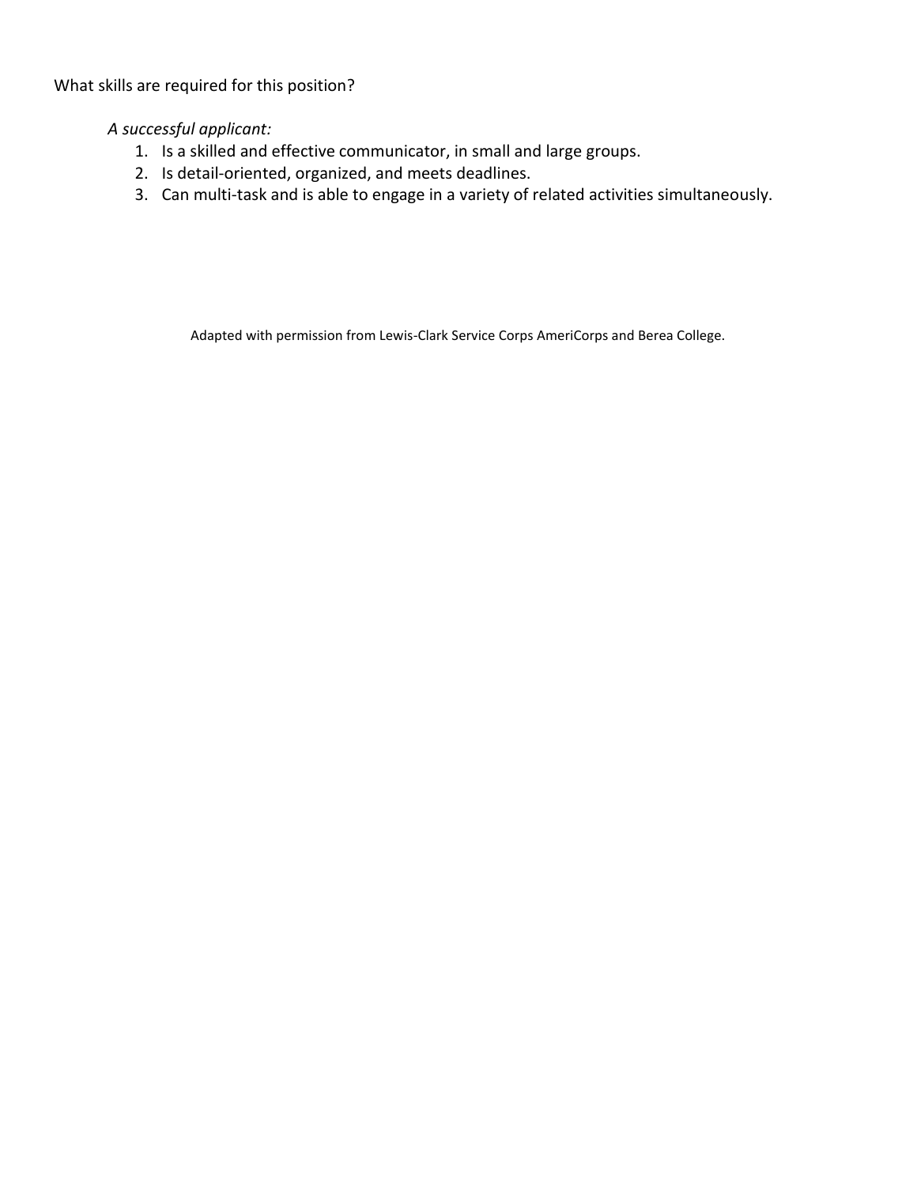What skills are required for this position?

*A successful applicant:*

1. Is a skilled and effective communicator, in small and large groups.
2. Is detail-oriented, organized, and meets deadlines.
3. Can multi-task and is able to engage in a variety of related activities simultaneously.

Adapted with permission from Lewis-Clark Service Corps AmeriCorps and Berea College.